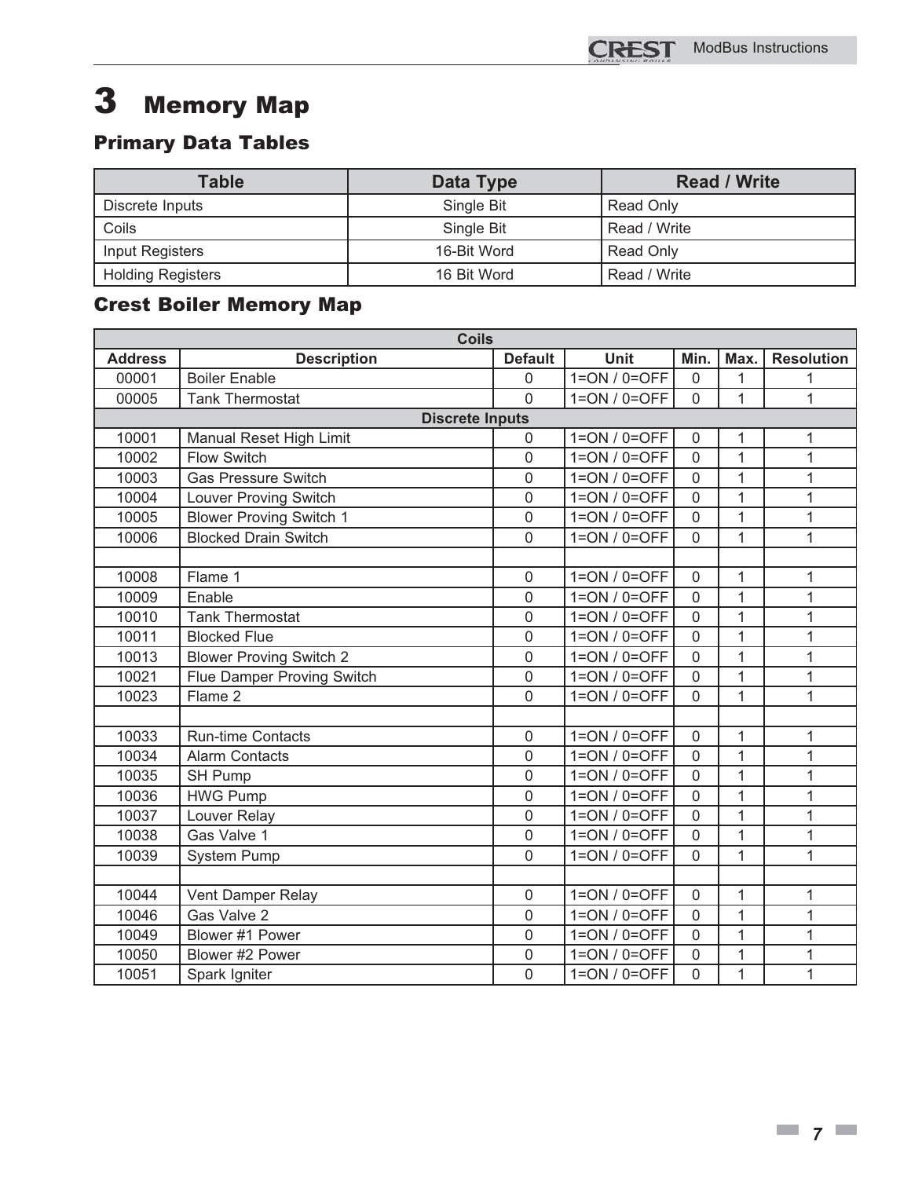# 3 Memory Map

## Primary Data Tables

| Table | Data Type | Read / Write |
|---|---|---|
| Discrete Inputs | Single Bit | Read Only |
| Coils | Single Bit | Read / Write |
| Input Registers | 16-Bit Word | Read Only |
| Holding Registers | 16 Bit Word | Read / Write |

## Crest Boiler Memory Map

| Address | Description | Default | Unit | Min. | Max. | Resolution |
|---|---|---|---|---|---|---|
| **Coils** | | | | | | |
| 00001 | Boiler Enable | 0 | 1=ON / 0=OFF | 0 | 1 | 1 |
| 00005 | Tank Thermostat | 0 | 1=ON / 0=OFF | 0 | 1 | 1 |
| **Discrete Inputs** | | | | | | |
| 10001 | Manual Reset High Limit | 0 | 1=ON / 0=OFF | 0 | 1 | 1 |
| 10002 | Flow Switch | 0 | 1=ON / 0=OFF | 0 | 1 | 1 |
| 10003 | Gas Pressure Switch | 0 | 1=ON / 0=OFF | 0 | 1 | 1 |
| 10004 | Louver Proving Switch | 0 | 1=ON / 0=OFF | 0 | 1 | 1 |
| 10005 | Blower Proving Switch 1 | 0 | 1=ON / 0=OFF | 0 | 1 | 1 |
| 10006 | Blocked Drain Switch | 0 | 1=ON / 0=OFF | 0 | 1 | 1 |
| | | | | | | |
| 10008 | Flame 1 | 0 | 1=ON / 0=OFF | 0 | 1 | 1 |
| 10009 | Enable | 0 | 1=ON / 0=OFF | 0 | 1 | 1 |
| 10010 | Tank Thermostat | 0 | 1=ON / 0=OFF | 0 | 1 | 1 |
| 10011 | Blocked Flue | 0 | 1=ON / 0=OFF | 0 | 1 | 1 |
| 10013 | Blower Proving Switch 2 | 0 | 1=ON / 0=OFF | 0 | 1 | 1 |
| 10021 | Flue Damper Proving Switch | 0 | 1=ON / 0=OFF | 0 | 1 | 1 |
| 10023 | Flame 2 | 0 | 1=ON / 0=OFF | 0 | 1 | 1 |
| | | | | | | |
| 10033 | Run-time Contacts | 0 | 1=ON / 0=OFF | 0 | 1 | 1 |
| 10034 | Alarm Contacts | 0 | 1=ON / 0=OFF | 0 | 1 | 1 |
| 10035 | SH Pump | 0 | 1=ON / 0=OFF | 0 | 1 | 1 |
| 10036 | HWG Pump | 0 | 1=ON / 0=OFF | 0 | 1 | 1 |
| 10037 | Louver Relay | 0 | 1=ON / 0=OFF | 0 | 1 | 1 |
| 10038 | Gas Valve 1 | 0 | 1=ON / 0=OFF | 0 | 1 | 1 |
| 10039 | System Pump | 0 | 1=ON / 0=OFF | 0 | 1 | 1 |
| | | | | | | |
| 10044 | Vent Damper Relay | 0 | 1=ON / 0=OFF | 0 | 1 | 1 |
| 10046 | Gas Valve 2 | 0 | 1=ON / 0=OFF | 0 | 1 | 1 |
| 10049 | Blower #1 Power | 0 | 1=ON / 0=OFF | 0 | 1 | 1 |
| 10050 | Blower #2 Power | 0 | 1=ON / 0=OFF | 0 | 1 | 1 |
| 10051 | Spark Igniter | 0 | 1=ON / 0=OFF | 0 | 1 | 1 |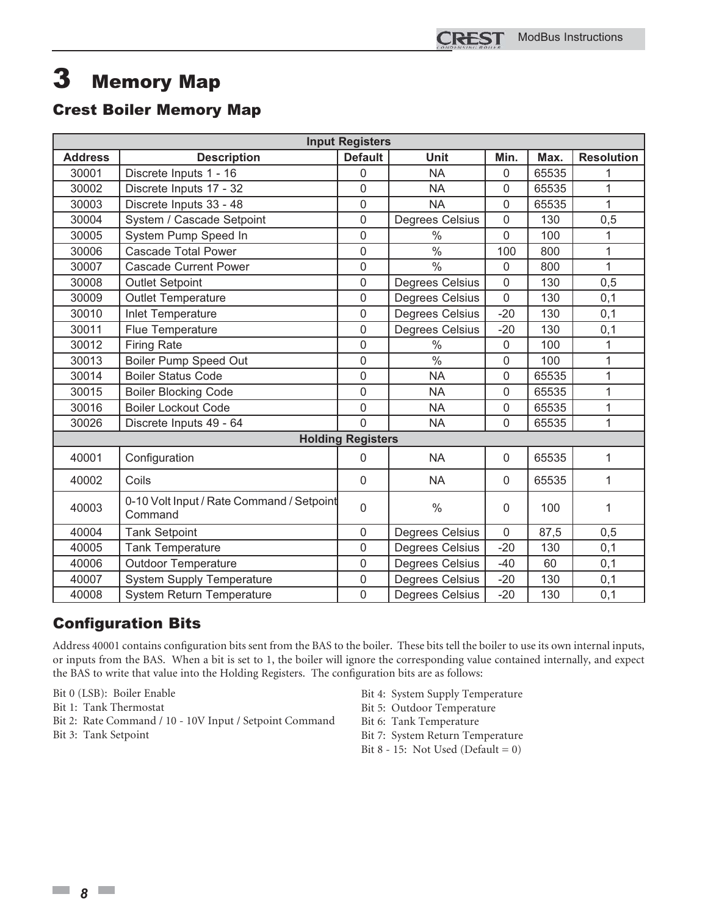# 3 Memory Map

## Crest Boiler Memory Map

| Address | Description | Default | Unit | Min. | Max. | Resolution |
|---|---|---|---|---|---|---|
| **Input Registers** | | | | | | |
| 30001 | Discrete Inputs 1 - 16 | 0 | NA | 0 | 65535 | 1 |
| 30002 | Discrete Inputs 17 - 32 | 0 | NA | 0 | 65535 | 1 |
| 30003 | Discrete Inputs 33 - 48 | 0 | NA | 0 | 65535 | 1 |
| 30004 | System / Cascade Setpoint | 0 | Degrees Celsius | 0 | 130 | 0,5 |
| 30005 | System Pump Speed In | 0 | % | 0 | 100 | 1 |
| 30006 | Cascade Total Power | 0 | % | 100 | 800 | 1 |
| 30007 | Cascade Current Power | 0 | % | 0 | 800 | 1 |
| 30008 | Outlet Setpoint | 0 | Degrees Celsius | 0 | 130 | 0,5 |
| 30009 | Outlet Temperature | 0 | Degrees Celsius | 0 | 130 | 0,1 |
| 30010 | Inlet Temperature | 0 | Degrees Celsius | -20 | 130 | 0,1 |
| 30011 | Flue Temperature | 0 | Degrees Celsius | -20 | 130 | 0,1 |
| 30012 | Firing Rate | 0 | % | 0 | 100 | 1 |
| 30013 | Boiler Pump Speed Out | 0 | % | 0 | 100 | 1 |
| 30014 | Boiler Status Code | 0 | NA | 0 | 65535 | 1 |
| 30015 | Boiler Blocking Code | 0 | NA | 0 | 65535 | 1 |
| 30016 | Boiler Lockout Code | 0 | NA | 0 | 65535 | 1 |
| 30026 | Discrete Inputs 49 - 64 | 0 | NA | 0 | 65535 | 1 |
| **Holding Registers** | | | | | | |
| 40001 | Configuration | 0 | NA | 0 | 65535 | 1 |
| 40002 | Coils | 0 | NA | 0 | 65535 | 1 |
| 40003 | 0-10 Volt Input / Rate Command / Setpoint Command | 0 | % | 0 | 100 | 1 |
| 40004 | Tank Setpoint | 0 | Degrees Celsius | 0 | 87,5 | 0,5 |
| 40005 | Tank Temperature | 0 | Degrees Celsius | -20 | 130 | 0,1 |
| 40006 | Outdoor Temperature | 0 | Degrees Celsius | -40 | 60 | 0,1 |
| 40007 | System Supply Temperature | 0 | Degrees Celsius | -20 | 130 | 0,1 |
| 40008 | System Return Temperature | 0 | Degrees Celsius | -20 | 130 | 0,1 |

## Configuration Bits

Address 40001 contains configuration bits sent from the BAS to the boiler. These bits tell the boiler to use its own internal inputs, or inputs from the BAS. When a bit is set to 1, the boiler will ignore the corresponding value contained internally, and expect the BAS to write that value into the Holding Registers. The configuration bits are as follows:

Bit 0 (LSB): Boiler Enable
Bit 1: Tank Thermostat
Bit 2: Rate Command / 10 - 10V Input / Setpoint Command
Bit 3: Tank Setpoint
Bit 4: System Supply Temperature
Bit 5: Outdoor Temperature
Bit 6: Tank Temperature
Bit 7: System Return Temperature
Bit 8 - 15: Not Used (Default = 0)